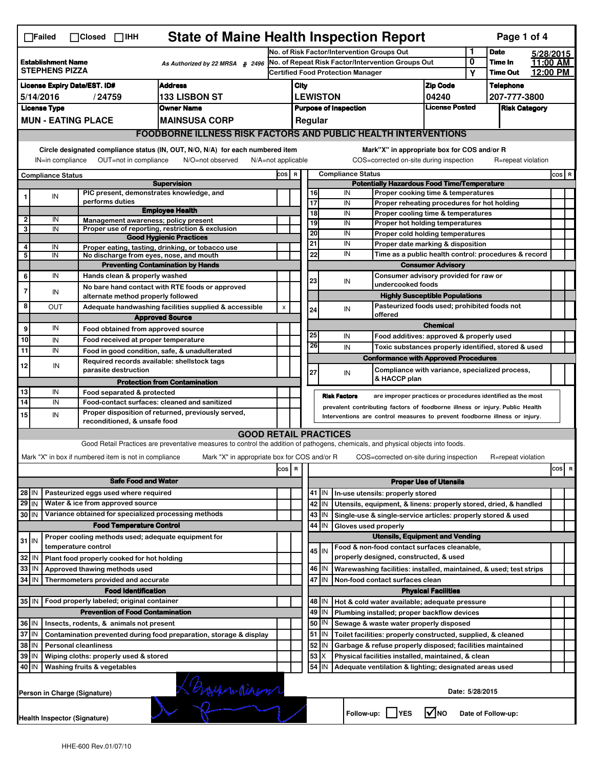☐Failed ☐Closed ☐IHH

# State of Maine Health Inspection Report

| | | | |
|---|---|---|---|
| **Establishment Name** STEPHENS PIZZA | As Authorized by 22 MRSA § 2496 | No. of Risk Factor/Intervention Groups Out: 1 | **Date** 5/28/2015 |
| | | No. of Repeat Risk Factor/Intervention Groups Out: 0 | **Time In** 11:00 AM |
| | | Certified Food Protection Manager: Y | **Time Out** 12:00 PM |

| License Expiry Date/EST. ID# | Address | City | Zip Code | Telephone |
|---|---|---|---|---|
| 5/14/2016 / 24759 | 133 LISBON ST | LEWISTON | 04240 | 207-777-3800 |

| License Type | Owner Name | Purpose of Inspection | License Posted | Risk Category |
|---|---|---|---|---|
| MUN - EATING PLACE | MAINSUSA CORP | Regular | | |

## FOODBORNE ILLNESS RISK FACTORS AND PUBLIC HEALTH INTERVENTIONS

Circle designated compliance status (IN, OUT, N/O, N/A) for each numbered item. IN=in compliance OUT=not in compliance N/O=not observed N/A=not applicable

Mark "X" in appropriate box for COS and/or R. COS=corrected on-site during inspection R=repeat violation

| # | Compliance Status | | COS | R |
|---|---|---|---|---|
| | | **Supervision** | | |
| 1 | IN | PIC present, demonstrates knowledge, and performs duties | | |
| | | **Employee Health** | | |
| 2 | IN | Management awareness; policy present | | |
| 3 | IN | Proper use of reporting, restriction & exclusion | | |
| | | **Good Hygienic Practices** | | |
| 4 | IN | Proper eating, tasting, drinking, or tobacco use | | |
| 5 | IN | No discharge from eyes, nose, and mouth | | |
| | | **Preventing Contamination by Hands** | | |
| 6 | IN | Hands clean & properly washed | | |
| 7 | IN | No bare hand contact with RTE foods or approved alternate method properly followed | | |
| 8 | OUT | Adequate handwashing facilities supplied & accessible | X | |
| | | **Approved Source** | | |
| 9 | IN | Food obtained from approved source | | |
| 10 | IN | Food received at proper temperature | | |
| 11 | IN | Food in good condition, safe, & unadulterated | | |
| 12 | IN | Required records available: shellstock tags parasite destruction | | |
| | | **Protection from Contamination** | | |
| 13 | IN | Food separated & protected | | |
| 14 | IN | Food-contact surfaces: cleaned and sanitized | | |
| 15 | IN | Proper disposition of returned, previously served, reconditioned, & unsafe food | | |
| | | **Potentially Hazardous Food Time/Temperature** | | |
| 16 | IN | Proper cooking time & temperatures | | |
| 17 | IN | Proper reheating procedures for hot holding | | |
| 18 | IN | Proper cooling time & temperatures | | |
| 19 | IN | Proper hot holding temperatures | | |
| 20 | IN | Proper cold holding temperatures | | |
| 21 | IN | Proper date marking & disposition | | |
| 22 | IN | Time as a public health control: procedures & record | | |
| | | **Consumer Advisory** | | |
| 23 | IN | Consumer advisory provided for raw or undercooked foods | | |
| | | **Highly Susceptible Populations** | | |
| 24 | IN | Pasteurized foods used; prohibited foods not offered | | |
| | | **Chemical** | | |
| 25 | IN | Food additives: approved & properly used | | |
| 26 | IN | Toxic substances properly identified, stored & used | | |
| | | **Conformance with Approved Procedures** | | |
| 27 | IN | Compliance with variance, specialized process, & HACCP plan | | |

**Risk Factors** are improper practices or procedures identified as the most prevalent contributing factors of foodborne illness or injury. Public Health Interventions are control measures to prevent foodborne illness or injury.

## GOOD RETAIL PRACTICES

Good Retail Practices are preventative measures to control the addition of pathogens, chemicals, and physical objects into foods.

Mark "X" in box if numbered item is not in compliance. Mark "X" in appropriate box for COS and/or R. COS=corrected on-site during inspection R=repeat violation

| # | | | COS | R |
|---|---|---|---|---|
| | | **Safe Food and Water** | | |
| 28 | IN | Pasteurized eggs used where required | | |
| 29 | IN | Water & ice from approved source | | |
| 30 | IN | Variance obtained for specialized processing methods | | |
| | | **Food Temperature Control** | | |
| 31 | IN | Proper cooling methods used; adequate equipment for temperature control | | |
| 32 | IN | Plant food properly cooked for hot holding | | |
| 33 | IN | Approved thawing methods used | | |
| 34 | IN | Thermometers provided and accurate | | |
| | | **Food Identification** | | |
| 35 | IN | Food properly labeled; original container | | |
| | | **Prevention of Food Contamination** | | |
| 36 | IN | Insects, rodents, & animals not present | | |
| 37 | IN | Contamination prevented during food preparation, storage & display | | |
| 38 | IN | Personal cleanliness | | |
| 39 | IN | Wiping cloths: properly used & stored | | |
| 40 | IN | Washing fruits & vegetables | | |
| | | **Proper Use of Utensils** | | |
| 41 | IN | In-use utensils: properly stored | | |
| 42 | IN | Utensils, equipment, & linens: properly stored, dried, & handled | | |
| 43 | IN | Single-use & single-service articles: properly stored & used | | |
| 44 | IN | Gloves used properly | | |
| | | **Utensils, Equipment and Vending** | | |
| 45 | IN | Food & non-food contact surfaces cleanable, properly designed, constructed, & used | | |
| 46 | IN | Warewashing facilities: installed, maintained, & used; test strips | | |
| 47 | IN | Non-food contact surfaces clean | | |
| | | **Physical Facilities** | | |
| 48 | IN | Hot & cold water available; adequate pressure | | |
| 49 | IN | Plumbing installed; proper backflow devices | | |
| 50 | IN | Sewage & waste water properly disposed | | |
| 51 | IN | Toilet facilities: properly constructed, supplied, & cleaned | | |
| 52 | IN | Garbage & refuse properly disposed; facilities maintained | | |
| 53 | X | Physical facilities installed, maintained, & clean | | |
| 54 | IN | Adequate ventilation & lighting; designated areas used | | |

Person in Charge (Signature) [signature]

Date: 5/28/2015

Health Inspector (Signature) [signature]

Follow-up: ☐ YES ☑ NO Date of Follow-up:

HHE-600 Rev.01/07/10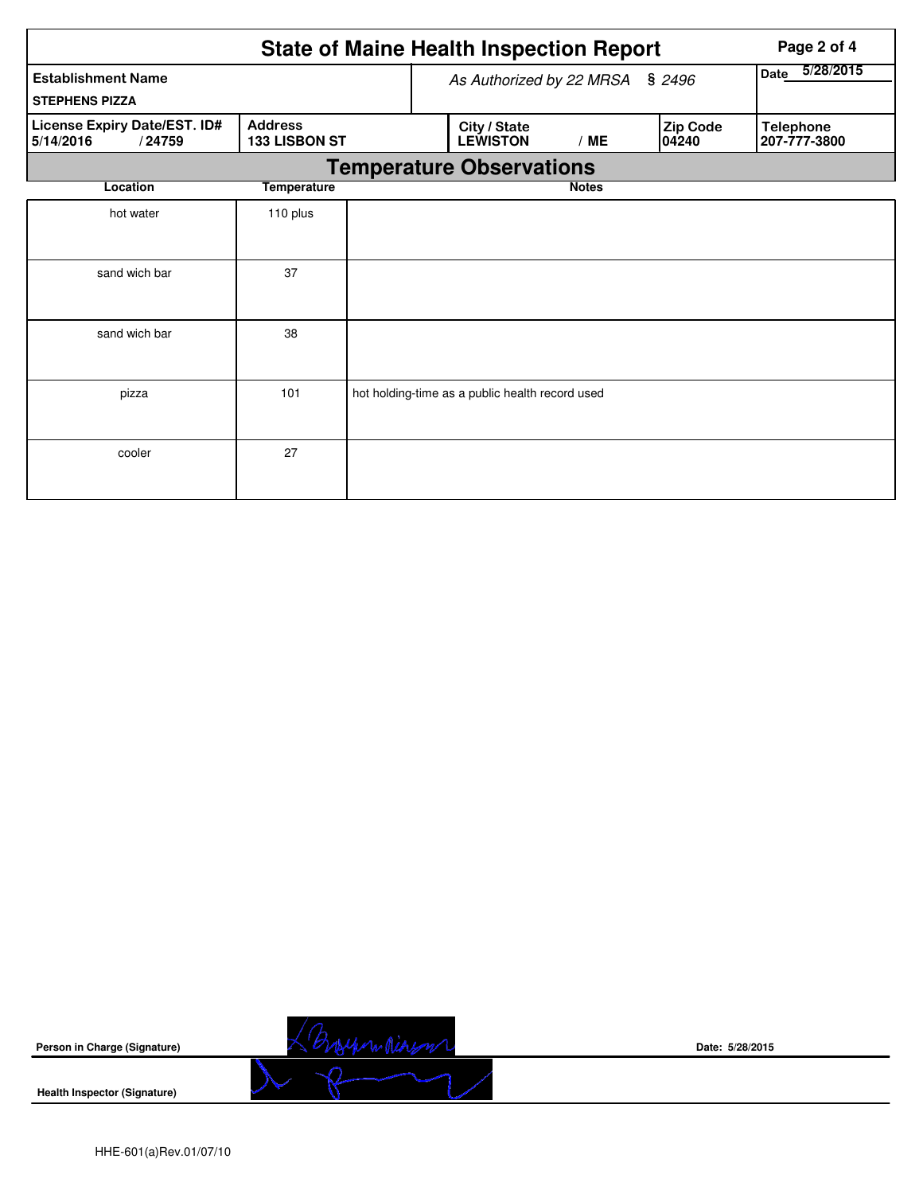# State of Maine Health Inspection Report

*As Authorized by 22 MRSA § 2496*

Date 5/28/2015

| Establishment Name | | | | |
|---|---|---|---|---|
| STEPHENS PIZZA | | | | |
| **License Expiry Date/EST. ID#** | **Address** | **City / State** | **Zip Code** | **Telephone** |
| 5/14/2016 / 24759 | 133 LISBON ST | LEWISTON / ME | 04240 | 207-777-3800 |

## Temperature Observations

| Location | Temperature | Notes |
|---|---|---|
| hot water | 110 plus | |
| sand wich bar | 37 | |
| sand wich bar | 38 | |
| pizza | 101 | hot holding-time as a public health record used |
| cooler | 27 | |

Person in Charge (Signature)

Date: 5/28/2015

Health Inspector (Signature)

HHE-601(a)Rev.01/07/10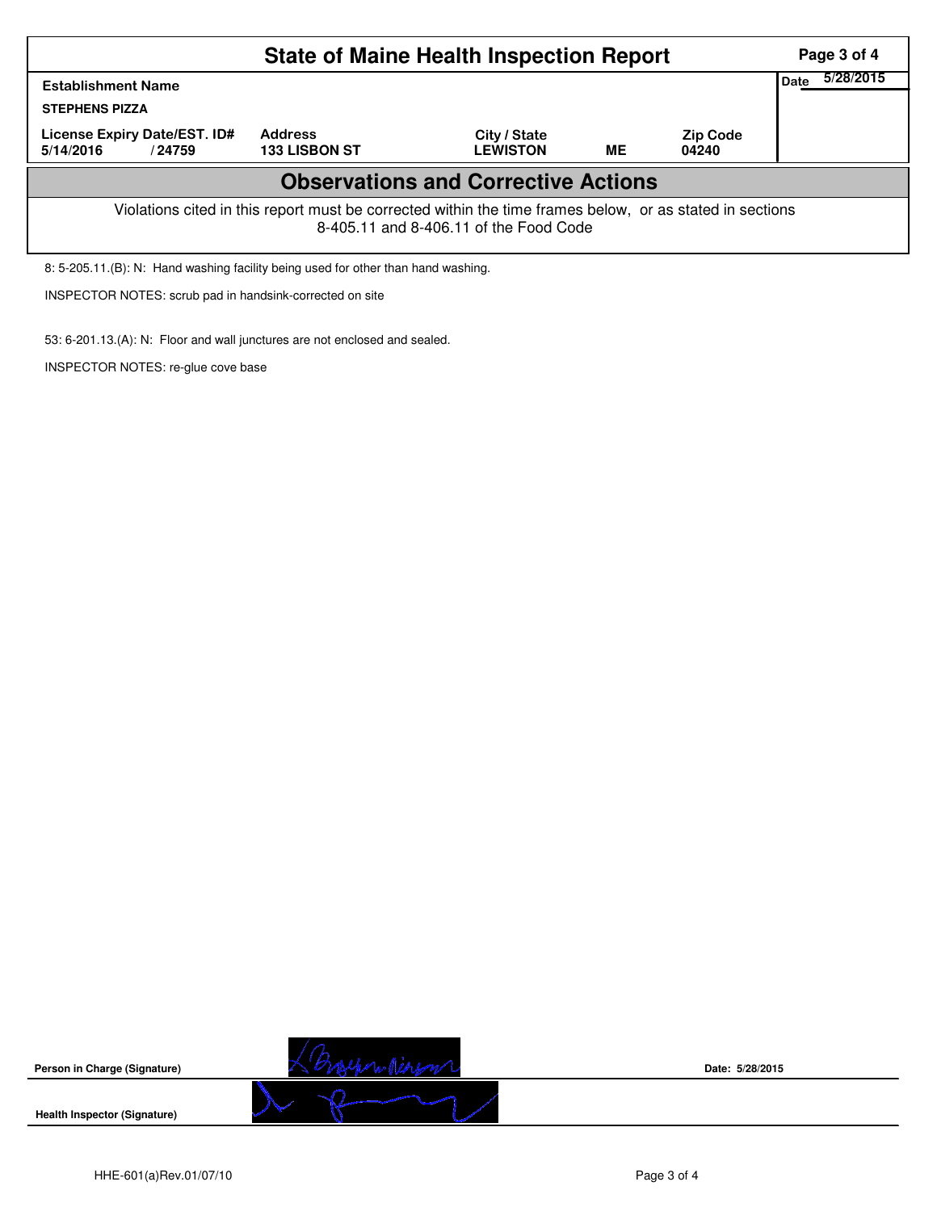# State of Maine Health Inspection Report

| Establishment Name | | | | | Date 5/28/2015 |
|---|---|---|---|---|---|
| STEPHENS PIZZA | | | | | |
| License Expiry Date/EST. ID# | Address | City / State | | Zip Code | |
| 5/14/2016 / 24759 | 133 LISBON ST | LEWISTON | ME | 04240 | |

## Observations and Corrective Actions

Violations cited in this report must be corrected within the time frames below, or as stated in sections 8-405.11 and 8-406.11 of the Food Code

8: 5-205.11.(B): N: Hand washing facility being used for other than hand washing.

INSPECTOR NOTES: scrub pad in handsink-corrected on site

53: 6-201.13.(A): N: Floor and wall junctures are not enclosed and sealed.

INSPECTOR NOTES: re-glue cove base

**Person in Charge (Signature)** Date: 5/28/2015

**Health Inspector (Signature)**

HHE-601(a)Rev.01/07/10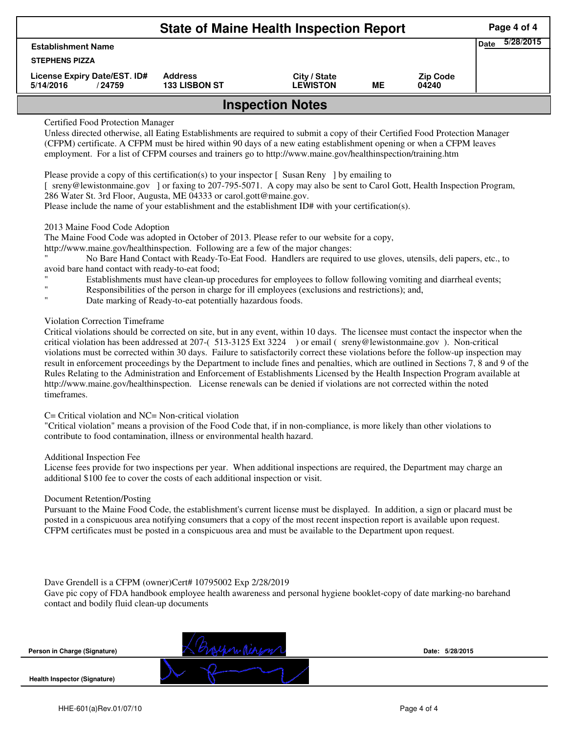# State of Maine Health Inspection Report

| Establishment Name | | | | | Date 5/28/2015 |
|---|---|---|---|---|---|
| STEPHENS PIZZA | | | | | |
| License Expiry Date/EST. ID# | Address | City / State | | Zip Code | |
| 5/14/2016 / 24759 | 133 LISBON ST | LEWISTON | ME | 04240 | |

## Inspection Notes

Certified Food Protection Manager

Unless directed otherwise, all Eating Establishments are required to submit a copy of their Certified Food Protection Manager (CFPM) certificate. A CFPM must be hired within 90 days of a new eating establishment opening or when a CFPM leaves employment. For a list of CFPM courses and trainers go to http://www.maine.gov/healthinspection/training.htm

Please provide a copy of this certification(s) to your inspector [ Susan Reny ] by emailing to [ sreny@lewistonmaine.gov ] or faxing to 207-795-5071. A copy may also be sent to Carol Gott, Health Inspection Program, 286 Water St. 3rd Floor, Augusta, ME 04333 or carol.gott@maine.gov.

Please include the name of your establishment and the establishment ID# with your certification(s).

2013 Maine Food Code Adoption

The Maine Food Code was adopted in October of 2013. Please refer to our website for a copy, http://www.maine.gov/healthinspection. Following are a few of the major changes:

" No Bare Hand Contact with Ready-To-Eat Food. Handlers are required to use gloves, utensils, deli papers, etc., to avoid bare hand contact with ready-to-eat food;

" Establishments must have clean-up procedures for employees to follow following vomiting and diarrheal events;

" Responsibilities of the person in charge for ill employees (exclusions and restrictions); and,

" Date marking of Ready-to-eat potentially hazardous foods.

Violation Correction Timeframe

Critical violations should be corrected on site, but in any event, within 10 days. The licensee must contact the inspector when the critical violation has been addressed at 207-( 513-3125 Ext 3224 ) or email ( sreny@lewistonmaine.gov ). Non-critical violations must be corrected within 30 days. Failure to satisfactorily correct these violations before the follow-up inspection may result in enforcement proceedings by the Department to include fines and penalties, which are outlined in Sections 7, 8 and 9 of the Rules Relating to the Administration and Enforcement of Establishments Licensed by the Health Inspection Program available at http://www.maine.gov/healthinspection. License renewals can be denied if violations are not corrected within the noted timeframes.

C= Critical violation and NC= Non-critical violation

"Critical violation" means a provision of the Food Code that, if in non-compliance, is more likely than other violations to contribute to food contamination, illness or environmental health hazard.

Additional Inspection Fee

License fees provide for two inspections per year. When additional inspections are required, the Department may charge an additional $100 fee to cover the costs of each additional inspection or visit.

Document Retention/Posting

Pursuant to the Maine Food Code, the establishment's current license must be displayed. In addition, a sign or placard must be posted in a conspicuous area notifying consumers that a copy of the most recent inspection report is available upon request. CFPM certificates must be posted in a conspicuous area and must be available to the Department upon request.

Dave Grendell is a CFPM (owner)Cert# 10795002 Exp 2/28/2019

Gave pic copy of FDA handbook employee health awareness and personal hygiene booklet-copy of date marking-no barehand contact and bodily fluid clean-up documents

Person in Charge (Signature) — Date: 5/28/2015

Health Inspector (Signature)

HHE-601(a)Rev.01/07/10